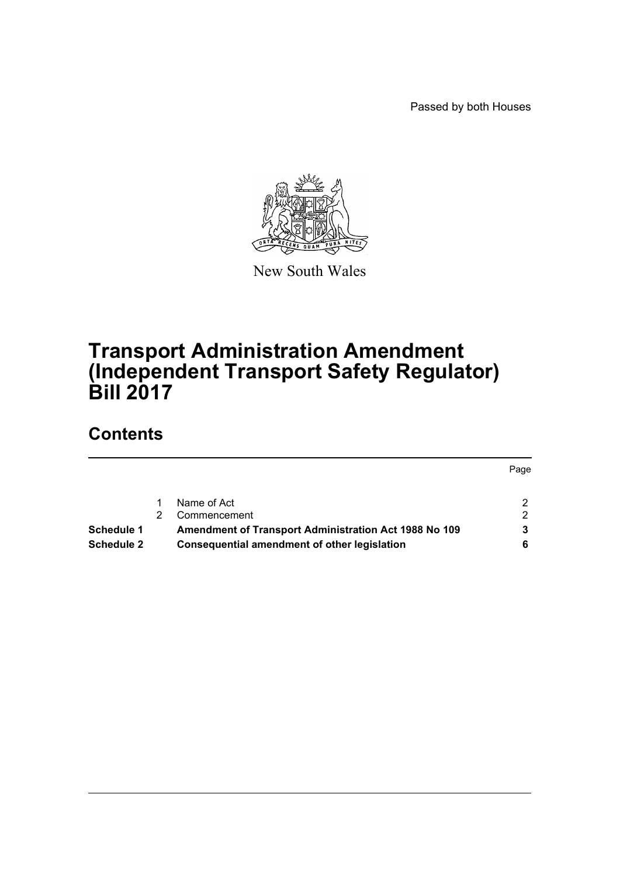Passed by both Houses

New South Wales

# Transport Administration Amendment (Independent Transport Safety Regulator) Bill 2017

## Contents

| | | | Page |
|---|---|---|---|
| | 1 | Name of Act | 2 |
| | 2 | Commencement | 2 |
| **Schedule 1** | | **Amendment of Transport Administration Act 1988 No 109** | **3** |
| **Schedule 2** | | **Consequential amendment of other legislation** | **6** |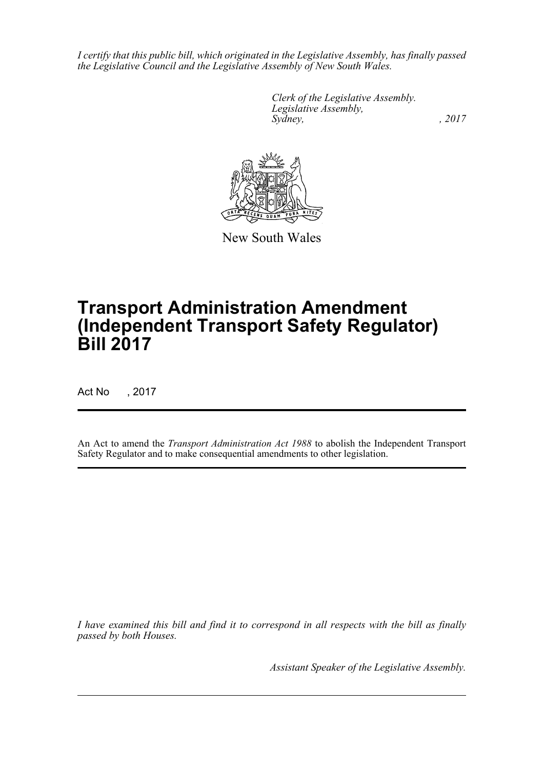*I certify that this public bill, which originated in the Legislative Assembly, has finally passed the Legislative Council and the Legislative Assembly of New South Wales.*

*Clerk of the Legislative Assembly.*
*Legislative Assembly,*
*Sydney, , 2017*

New South Wales

# Transport Administration Amendment (Independent Transport Safety Regulator) Bill 2017

Act No , 2017

An Act to amend the *Transport Administration Act 1988* to abolish the Independent Transport Safety Regulator and to make consequential amendments to other legislation.

*I have examined this bill and find it to correspond in all respects with the bill as finally passed by both Houses.*

*Assistant Speaker of the Legislative Assembly.*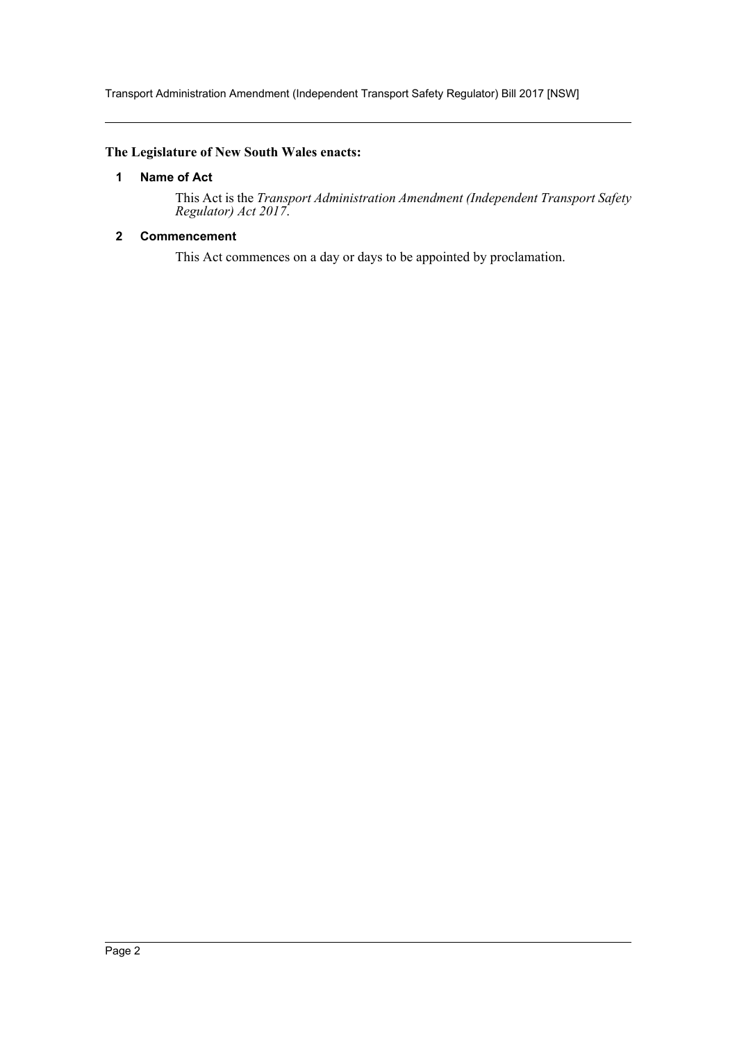**The Legislature of New South Wales enacts:**

### 1 Name of Act

This Act is the *Transport Administration Amendment (Independent Transport Safety Regulator) Act 2017*.

### 2 Commencement

This Act commences on a day or days to be appointed by proclamation.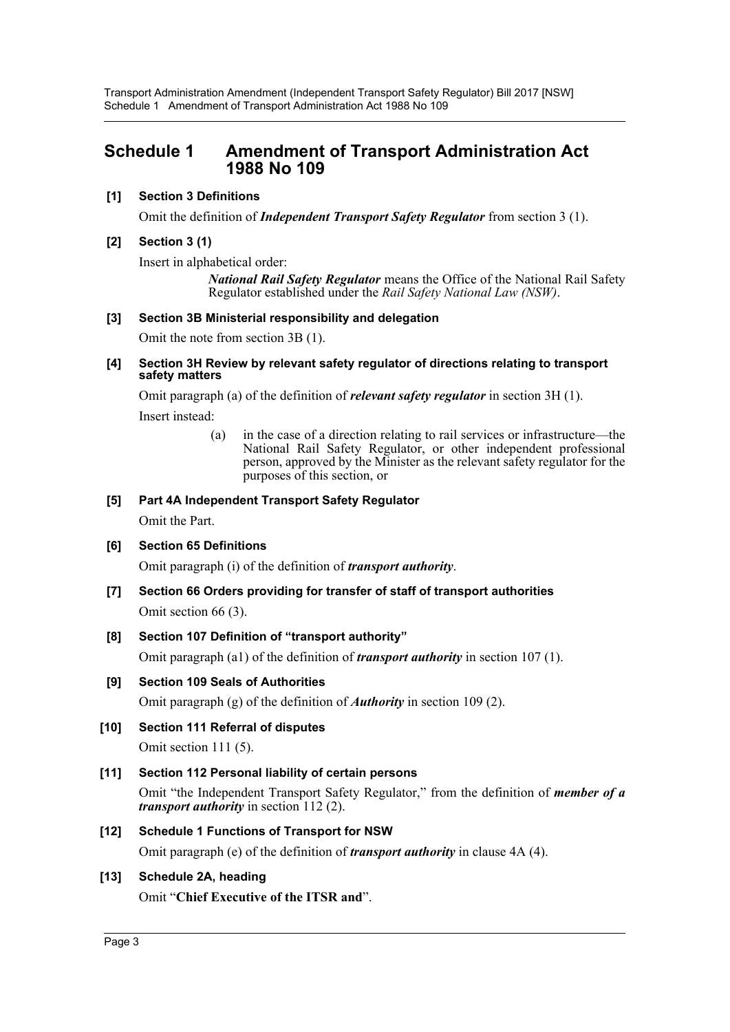# Schedule 1 Amendment of Transport Administration Act 1988 No 109

**[1] Section 3 Definitions**

Omit the definition of ***Independent Transport Safety Regulator*** from section 3 (1).

**[2] Section 3 (1)**

Insert in alphabetical order:

> ***National Rail Safety Regulator*** means the Office of the National Rail Safety Regulator established under the *Rail Safety National Law (NSW)*.

**[3] Section 3B Ministerial responsibility and delegation**

Omit the note from section 3B (1).

**[4] Section 3H Review by relevant safety regulator of directions relating to transport safety matters**

Omit paragraph (a) of the definition of ***relevant safety regulator*** in section 3H (1).

Insert instead:

> (a) in the case of a direction relating to rail services or infrastructure—the National Rail Safety Regulator, or other independent professional person, approved by the Minister as the relevant safety regulator for the purposes of this section, or

**[5] Part 4A Independent Transport Safety Regulator**

Omit the Part.

**[6] Section 65 Definitions**

Omit paragraph (i) of the definition of ***transport authority***.

**[7] Section 66 Orders providing for transfer of staff of transport authorities**

Omit section 66 (3).

**[8] Section 107 Definition of "transport authority"**

Omit paragraph (a1) of the definition of ***transport authority*** in section 107 (1).

**[9] Section 109 Seals of Authorities**

Omit paragraph (g) of the definition of ***Authority*** in section 109 (2).

**[10] Section 111 Referral of disputes**

Omit section 111 (5).

**[11] Section 112 Personal liability of certain persons**

Omit "the Independent Transport Safety Regulator," from the definition of ***member of a transport authority*** in section 112 (2).

**[12] Schedule 1 Functions of Transport for NSW**

Omit paragraph (e) of the definition of ***transport authority*** in clause 4A (4).

**[13] Schedule 2A, heading**

Omit "**Chief Executive of the ITSR and**".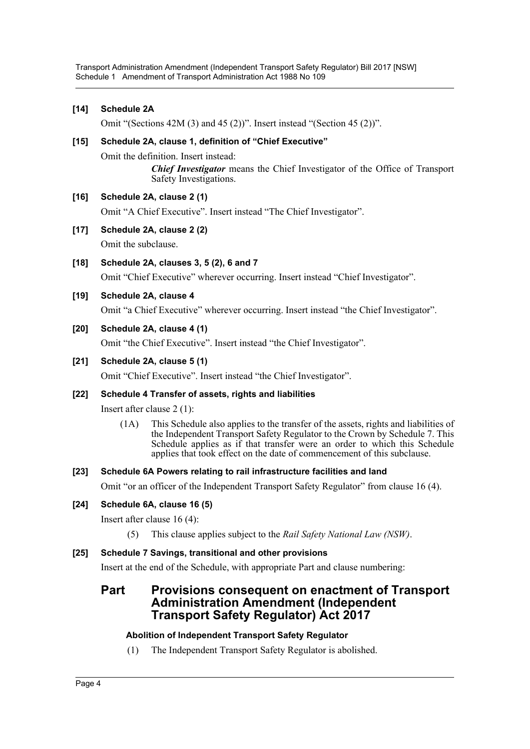**[14] Schedule 2A**

Omit "(Sections 42M (3) and 45 (2))". Insert instead "(Section 45 (2))".

**[15] Schedule 2A, clause 1, definition of "Chief Executive"**

Omit the definition. Insert instead:

> ***Chief Investigator*** means the Chief Investigator of the Office of Transport Safety Investigations.

**[16] Schedule 2A, clause 2 (1)**

Omit "A Chief Executive". Insert instead "The Chief Investigator".

**[17] Schedule 2A, clause 2 (2)**

Omit the subclause.

**[18] Schedule 2A, clauses 3, 5 (2), 6 and 7**

Omit "Chief Executive" wherever occurring. Insert instead "Chief Investigator".

**[19] Schedule 2A, clause 4**

Omit "a Chief Executive" wherever occurring. Insert instead "the Chief Investigator".

**[20] Schedule 2A, clause 4 (1)**

Omit "the Chief Executive". Insert instead "the Chief Investigator".

**[21] Schedule 2A, clause 5 (1)**

Omit "Chief Executive". Insert instead "the Chief Investigator".

**[22] Schedule 4 Transfer of assets, rights and liabilities**

Insert after clause 2 (1):

> (1A) This Schedule also applies to the transfer of the assets, rights and liabilities of the Independent Transport Safety Regulator to the Crown by Schedule 7. This Schedule applies as if that transfer were an order to which this Schedule applies that took effect on the date of commencement of this subclause.

**[23] Schedule 6A Powers relating to rail infrastructure facilities and land**

Omit "or an officer of the Independent Transport Safety Regulator" from clause 16 (4).

**[24] Schedule 6A, clause 16 (5)**

Insert after clause 16 (4):

> (5) This clause applies subject to the *Rail Safety National Law (NSW)*.

**[25] Schedule 7 Savings, transitional and other provisions**

Insert at the end of the Schedule, with appropriate Part and clause numbering:

## Part Provisions consequent on enactment of Transport Administration Amendment (Independent Transport Safety Regulator) Act 2017

### Abolition of Independent Transport Safety Regulator

(1) The Independent Transport Safety Regulator is abolished.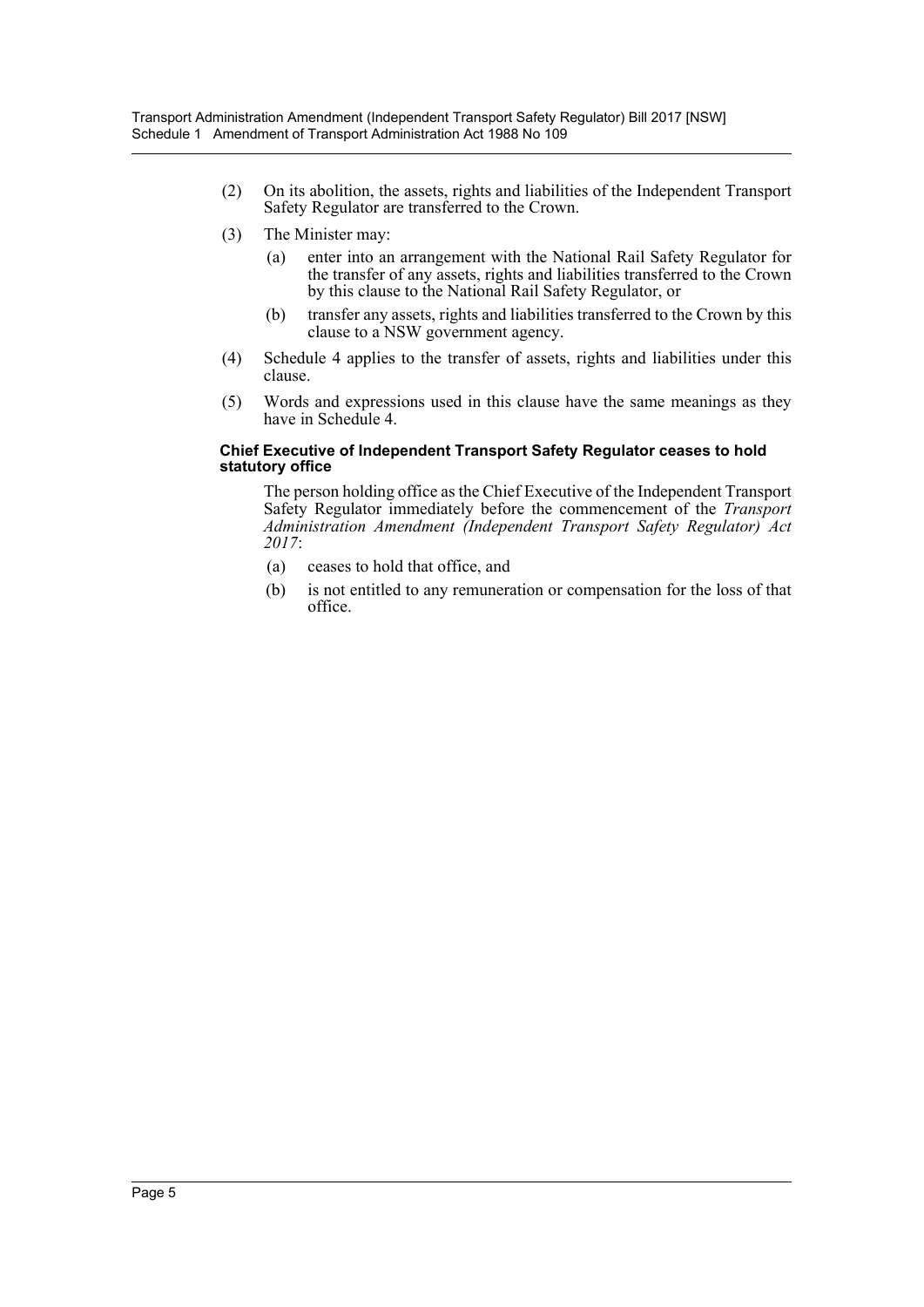(2) On its abolition, the assets, rights and liabilities of the Independent Transport Safety Regulator are transferred to the Crown.

(3) The Minister may:

   (a) enter into an arrangement with the National Rail Safety Regulator for the transfer of any assets, rights and liabilities transferred to the Crown by this clause to the National Rail Safety Regulator, or

   (b) transfer any assets, rights and liabilities transferred to the Crown by this clause to a NSW government agency.

(4) Schedule 4 applies to the transfer of assets, rights and liabilities under this clause.

(5) Words and expressions used in this clause have the same meanings as they have in Schedule 4.

**Chief Executive of Independent Transport Safety Regulator ceases to hold statutory office**

The person holding office as the Chief Executive of the Independent Transport Safety Regulator immediately before the commencement of the *Transport Administration Amendment (Independent Transport Safety Regulator) Act 2017*:

(a) ceases to hold that office, and

(b) is not entitled to any remuneration or compensation for the loss of that office.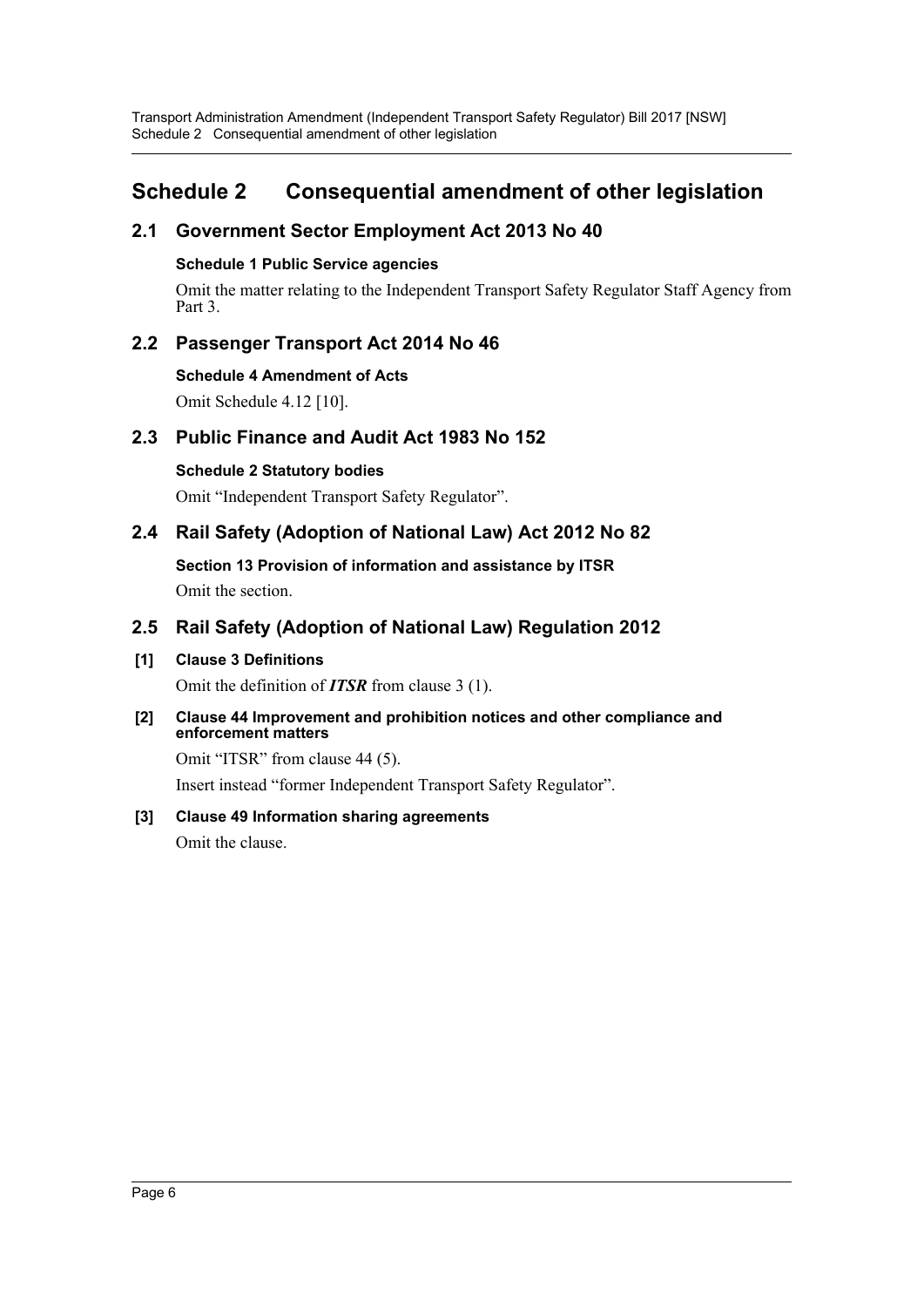# Schedule 2 Consequential amendment of other legislation

## 2.1 Government Sector Employment Act 2013 No 40

**Schedule 1 Public Service agencies**

Omit the matter relating to the Independent Transport Safety Regulator Staff Agency from Part 3.

## 2.2 Passenger Transport Act 2014 No 46

**Schedule 4 Amendment of Acts**

Omit Schedule 4.12 [10].

## 2.3 Public Finance and Audit Act 1983 No 152

**Schedule 2 Statutory bodies**

Omit "Independent Transport Safety Regulator".

## 2.4 Rail Safety (Adoption of National Law) Act 2012 No 82

**Section 13 Provision of information and assistance by ITSR**

Omit the section.

## 2.5 Rail Safety (Adoption of National Law) Regulation 2012

**[1] Clause 3 Definitions**

Omit the definition of ***ITSR*** from clause 3 (1).

**[2] Clause 44 Improvement and prohibition notices and other compliance and enforcement matters**

Omit "ITSR" from clause 44 (5).

Insert instead "former Independent Transport Safety Regulator".

**[3] Clause 49 Information sharing agreements**

Omit the clause.